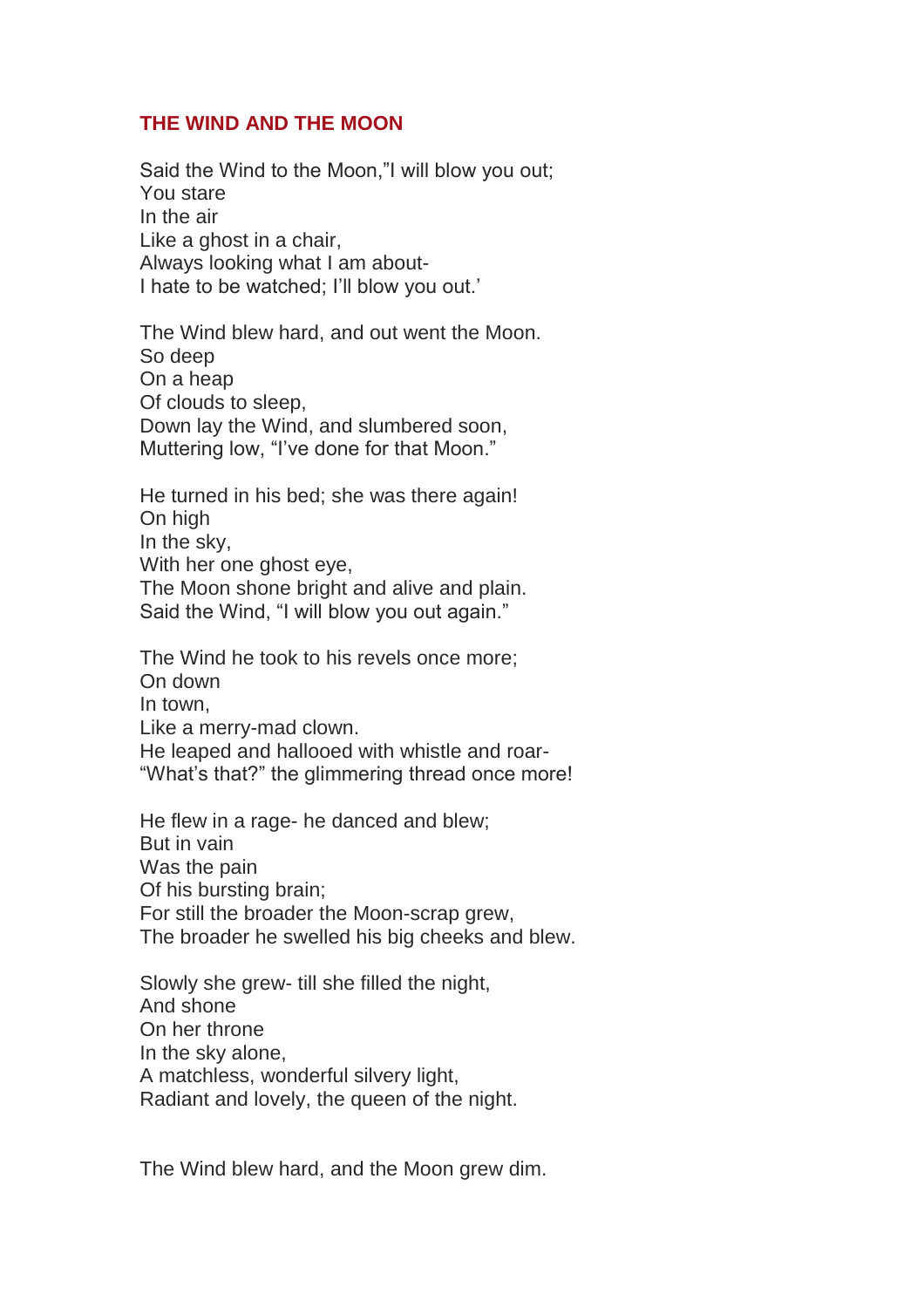## THE WIND AND THE MOON

Said the Wind to the Moon,"I will blow you out;  
You stare  
In the air  
Like a ghost in a chair,  
Always looking what I am about-  
I hate to be watched; I'll blow you out.'

The Wind blew hard, and out went the Moon.  
So deep  
On a heap  
Of clouds to sleep,  
Down lay the Wind, and slumbered soon,  
Muttering low, "I've done for that Moon."

He turned in his bed; she was there again!  
On high  
In the sky,  
With her one ghost eye,  
The Moon shone bright and alive and plain.  
Said the Wind, "I will blow you out again."

The Wind he took to his revels once more;  
On down  
In town,  
Like a merry-mad clown.  
He leaped and hallooed with whistle and roar-  
"What's that?" the glimmering thread once more!

He flew in a rage- he danced and blew;  
But in vain  
Was the pain  
Of his bursting brain;  
For still the broader the Moon-scrap grew,  
The broader he swelled his big cheeks and blew.

Slowly she grew- till she filled the night,  
And shone  
On her throne  
In the sky alone,  
A matchless, wonderful silvery light,  
Radiant and lovely, the queen of the night.

The Wind blew hard, and the Moon grew dim.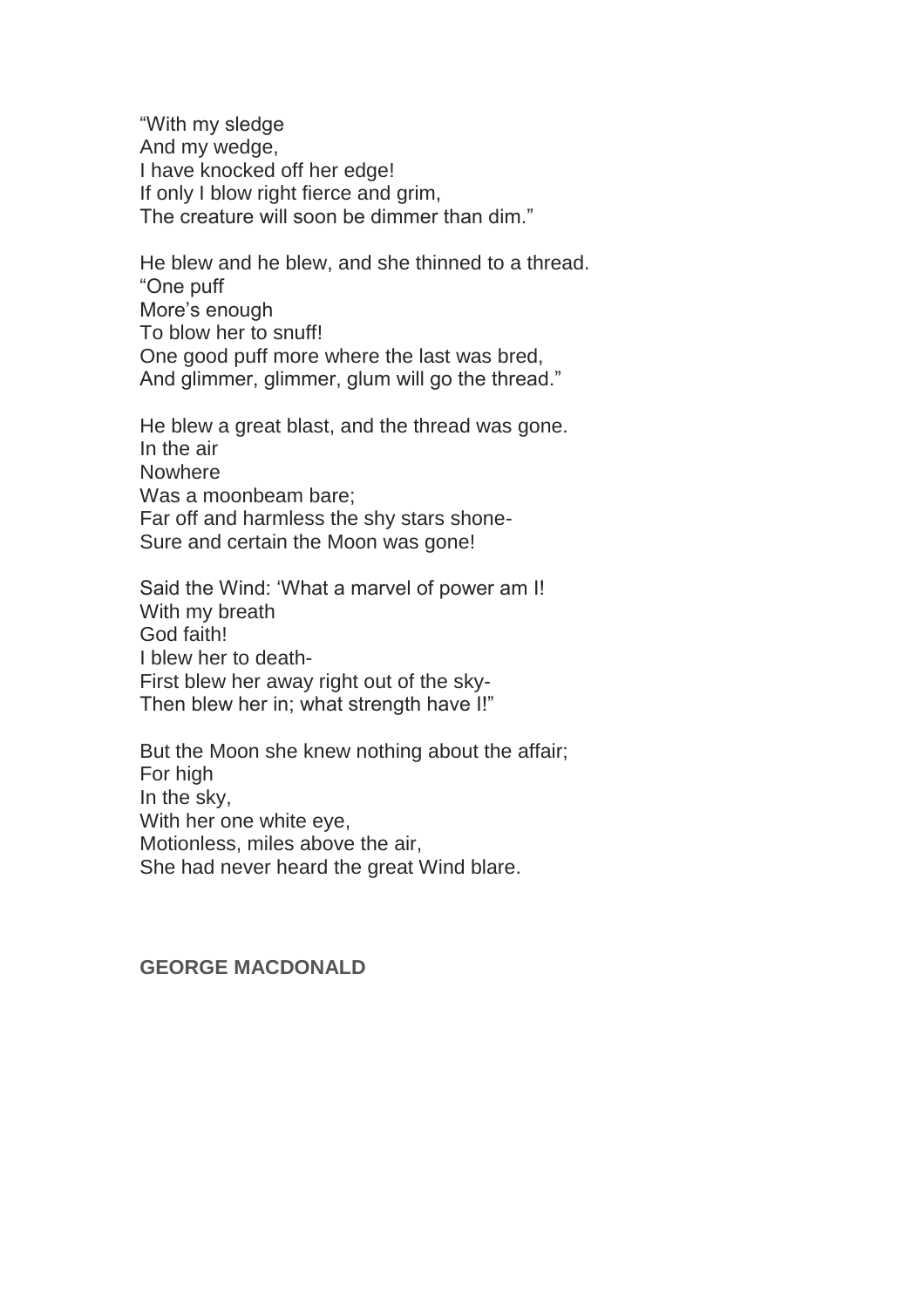"With my sledge
And my wedge,
I have knocked off her edge!
If only I blow right fierce and grim,
The creature will soon be dimmer than dim."

He blew and he blew, and she thinned to a thread.
"One puff
More's enough
To blow her to snuff!
One good puff more where the last was bred,
And glimmer, glimmer, glum will go the thread."

He blew a great blast, and the thread was gone.
In the air
Nowhere
Was a moonbeam bare;
Far off and harmless the shy stars shone-
Sure and certain the Moon was gone!

Said the Wind: 'What a marvel of power am I!
With my breath
God faith!
I blew her to death-
First blew her away right out of the sky-
Then blew her in; what strength have I!"

But the Moon she knew nothing about the affair;
For high
In the sky,
With her one white eye,
Motionless, miles above the air,
She had never heard the great Wind blare.

**GEORGE MACDONALD**